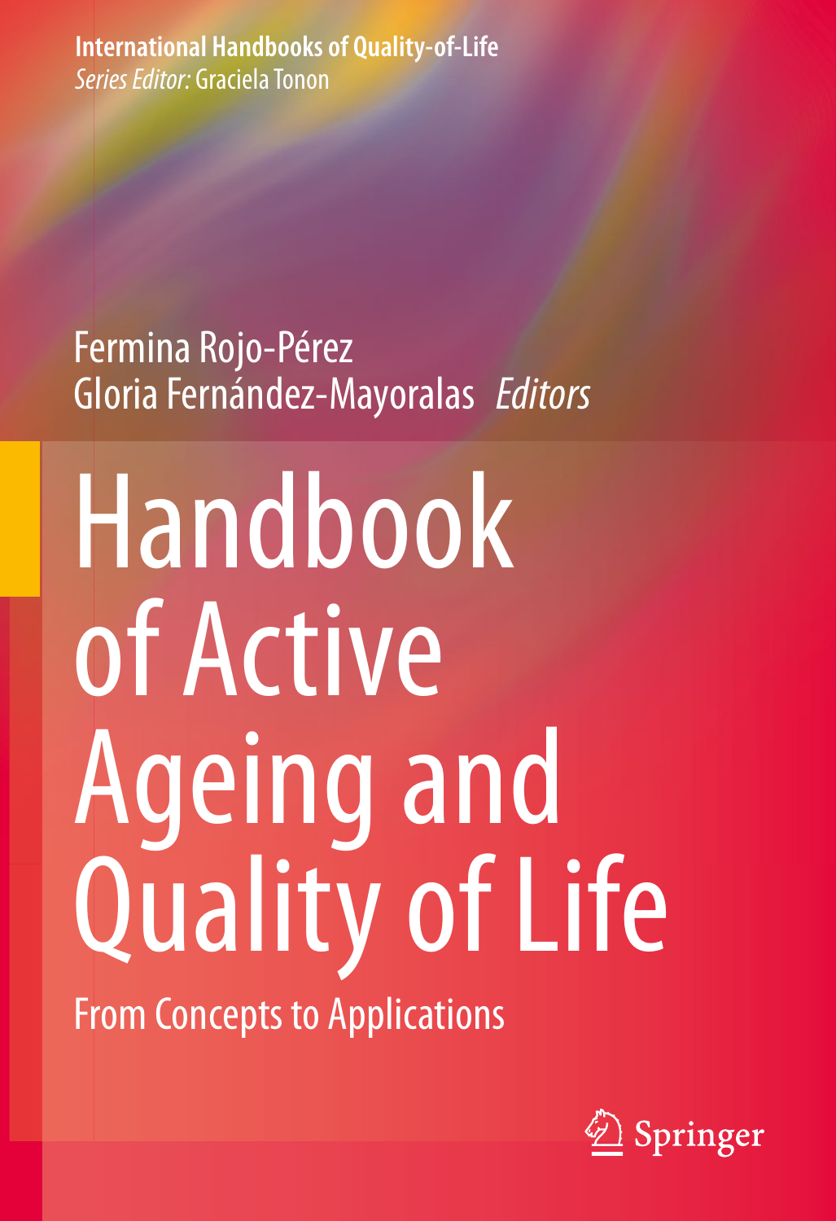**International Handbooks of Quality-of-Life**
*Series Editor:* Graciela Tonon

Fermina Rojo-Pérez
Gloria Fernández-Mayoralas *Editors*

# Handbook of Active Ageing and Quality of Life

## From Concepts to Applications

Springer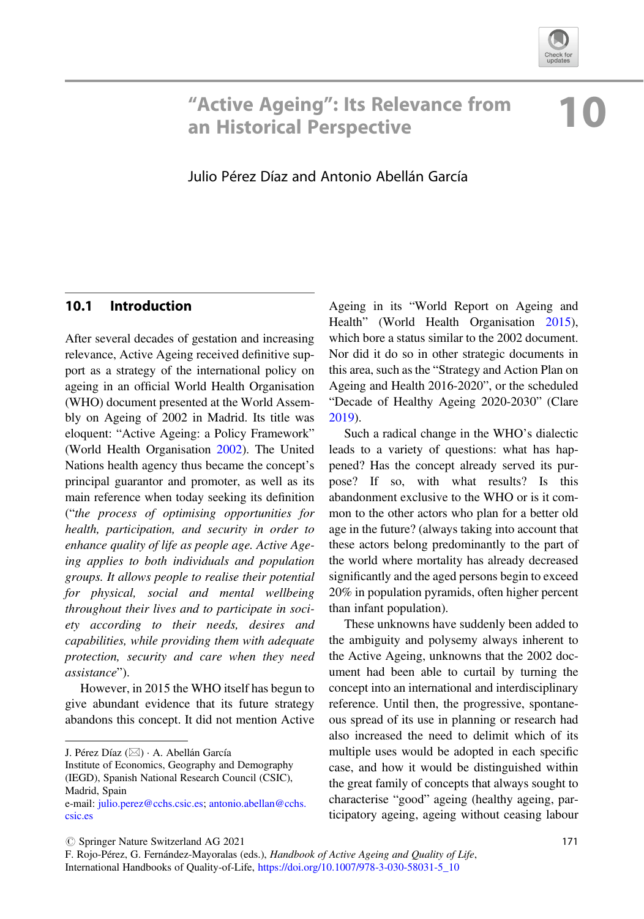# "Active Ageing": Its Relevance from an Historical Perspective

# 10

Julio Pérez Díaz and Antonio Abellán García

## 10.1 Introduction

After several decades of gestation and increasing relevance, Active Ageing received definitive support as a strategy of the international policy on ageing in an official World Health Organisation (WHO) document presented at the World Assembly on Ageing of 2002 in Madrid. Its title was eloquent: "Active Ageing: a Policy Framework" (World Health Organisation 2002). The United Nations health agency thus became the concept's principal guarantor and promoter, as well as its main reference when today seeking its definition ("*the process of optimising opportunities for health, participation, and security in order to enhance quality of life as people age. Active Ageing applies to both individuals and population groups. It allows people to realise their potential for physical, social and mental wellbeing throughout their lives and to participate in society according to their needs, desires and capabilities, while providing them with adequate protection, security and care when they need assistance*").

However, in 2015 the WHO itself has begun to give abundant evidence that its future strategy abandons this concept. It did not mention Active Ageing in its "World Report on Ageing and Health" (World Health Organisation 2015), which bore a status similar to the 2002 document. Nor did it do so in other strategic documents in this area, such as the "Strategy and Action Plan on Ageing and Health 2016-2020", or the scheduled "Decade of Healthy Ageing 2020-2030" (Clare 2019).

Such a radical change in the WHO's dialectic leads to a variety of questions: what has happened? Has the concept already served its purpose? If so, with what results? Is this abandonment exclusive to the WHO or is it common to the other actors who plan for a better old age in the future? (always taking into account that these actors belong predominantly to the part of the world where mortality has already decreased significantly and the aged persons begin to exceed 20% in population pyramids, often higher percent than infant population).

These unknowns have suddenly been added to the ambiguity and polysemy always inherent to the Active Ageing, unknowns that the 2002 document had been able to curtail by turning the concept into an international and interdisciplinary reference. Until then, the progressive, spontaneous spread of its use in planning or research had also increased the need to delimit which of its multiple uses would be adopted in each specific case, and how it would be distinguished within the great family of concepts that always sought to characterise "good" ageing (healthy ageing, participatory ageing, ageing without ceasing labour

---

J. Pérez Díaz (✉) · A. Abellán García
Institute of Economics, Geography and Demography (IEGD), Spanish National Research Council (CSIC), Madrid, Spain
e-mail: julio.perez@cchs.csic.es; antonio.abellan@cchs.csic.es

© Springer Nature Switzerland AG 2021
F. Rojo-Pérez, G. Fernández-Mayoralas (eds.), *Handbook of Active Ageing and Quality of Life*, International Handbooks of Quality-of-Life, https://doi.org/10.1007/978-3-030-58031-5_10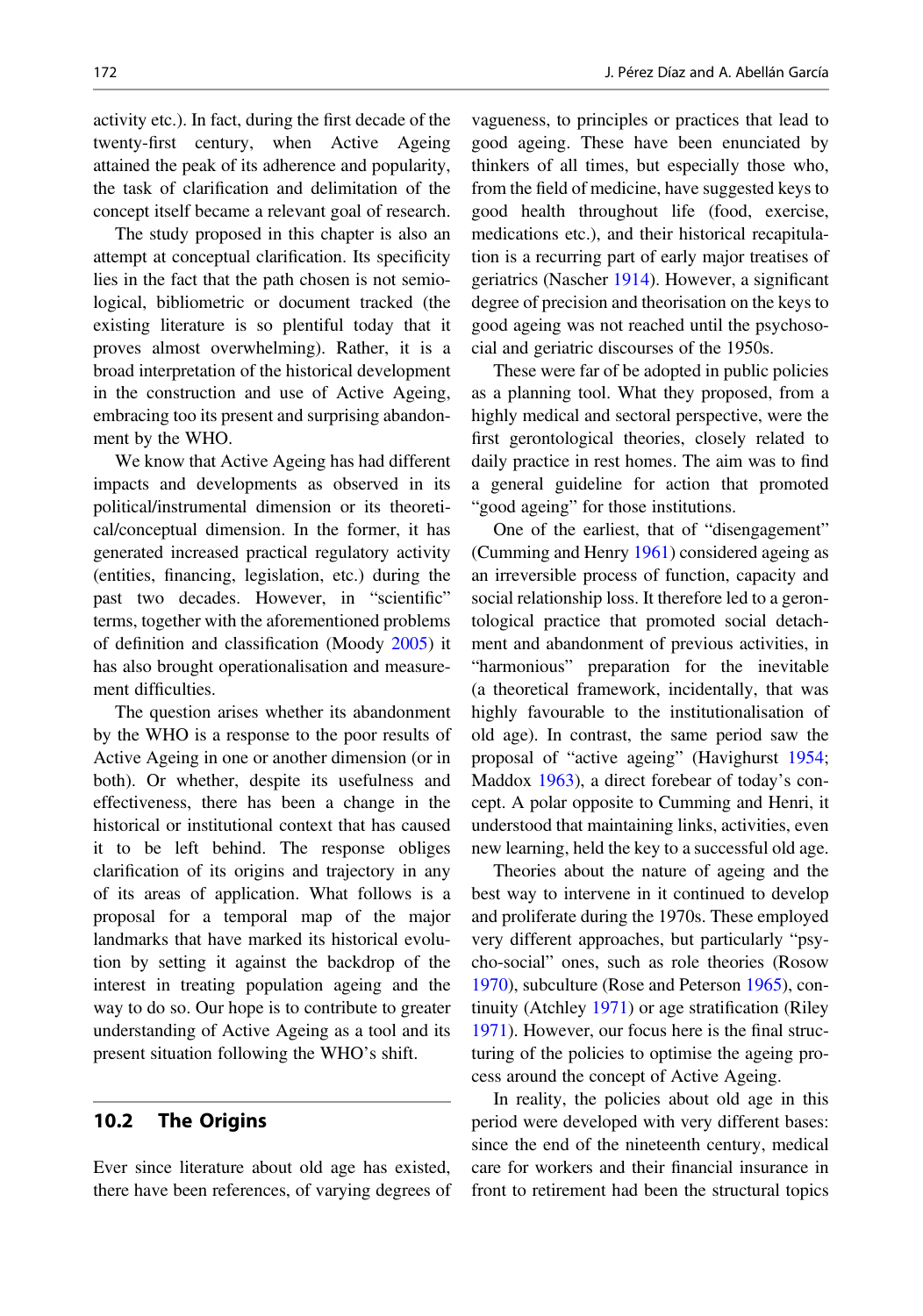activity etc.). In fact, during the first decade of the twenty-first century, when Active Ageing attained the peak of its adherence and popularity, the task of clarification and delimitation of the concept itself became a relevant goal of research.

The study proposed in this chapter is also an attempt at conceptual clarification. Its specificity lies in the fact that the path chosen is not semiological, bibliometric or document tracked (the existing literature is so plentiful today that it proves almost overwhelming). Rather, it is a broad interpretation of the historical development in the construction and use of Active Ageing, embracing too its present and surprising abandonment by the WHO.

We know that Active Ageing has had different impacts and developments as observed in its political/instrumental dimension or its theoretical/conceptual dimension. In the former, it has generated increased practical regulatory activity (entities, financing, legislation, etc.) during the past two decades. However, in "scientific" terms, together with the aforementioned problems of definition and classification (Moody 2005) it has also brought operationalisation and measurement difficulties.

The question arises whether its abandonment by the WHO is a response to the poor results of Active Ageing in one or another dimension (or in both). Or whether, despite its usefulness and effectiveness, there has been a change in the historical or institutional context that has caused it to be left behind. The response obliges clarification of its origins and trajectory in any of its areas of application. What follows is a proposal for a temporal map of the major landmarks that have marked its historical evolution by setting it against the backdrop of the interest in treating population ageing and the way to do so. Our hope is to contribute to greater understanding of Active Ageing as a tool and its present situation following the WHO's shift.

## 10.2 The Origins

Ever since literature about old age has existed, there have been references, of varying degrees of vagueness, to principles or practices that lead to good ageing. These have been enunciated by thinkers of all times, but especially those who, from the field of medicine, have suggested keys to good health throughout life (food, exercise, medications etc.), and their historical recapitulation is a recurring part of early major treatises of geriatrics (Nascher 1914). However, a significant degree of precision and theorisation on the keys to good ageing was not reached until the psychosocial and geriatric discourses of the 1950s.

These were far of be adopted in public policies as a planning tool. What they proposed, from a highly medical and sectoral perspective, were the first gerontological theories, closely related to daily practice in rest homes. The aim was to find a general guideline for action that promoted "good ageing" for those institutions.

One of the earliest, that of "disengagement" (Cumming and Henry 1961) considered ageing as an irreversible process of function, capacity and social relationship loss. It therefore led to a gerontological practice that promoted social detachment and abandonment of previous activities, in "harmonious" preparation for the inevitable (a theoretical framework, incidentally, that was highly favourable to the institutionalisation of old age). In contrast, the same period saw the proposal of "active ageing" (Havighurst 1954; Maddox 1963), a direct forebear of today's concept. A polar opposite to Cumming and Henri, it understood that maintaining links, activities, even new learning, held the key to a successful old age.

Theories about the nature of ageing and the best way to intervene in it continued to develop and proliferate during the 1970s. These employed very different approaches, but particularly "psycho-social" ones, such as role theories (Rosow 1970), subculture (Rose and Peterson 1965), continuity (Atchley 1971) or age stratification (Riley 1971). However, our focus here is the final structuring of the policies to optimise the ageing process around the concept of Active Ageing.

In reality, the policies about old age in this period were developed with very different bases: since the end of the nineteenth century, medical care for workers and their financial insurance in front to retirement had been the structural topics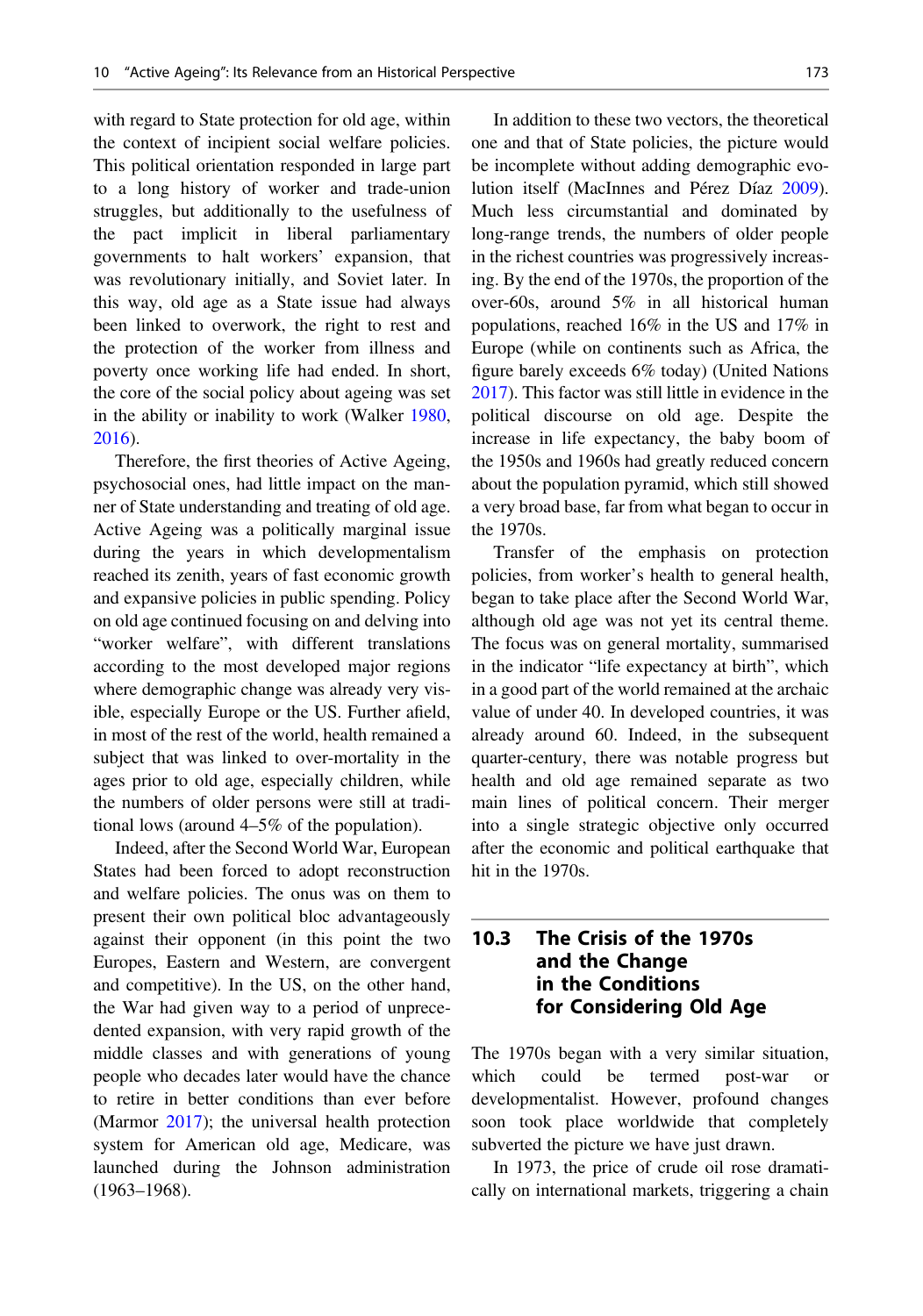with regard to State protection for old age, within the context of incipient social welfare policies. This political orientation responded in large part to a long history of worker and trade-union struggles, but additionally to the usefulness of the pact implicit in liberal parliamentary governments to halt workers' expansion, that was revolutionary initially, and Soviet later. In this way, old age as a State issue had always been linked to overwork, the right to rest and the protection of the worker from illness and poverty once working life had ended. In short, the core of the social policy about ageing was set in the ability or inability to work (Walker 1980, 2016).

Therefore, the first theories of Active Ageing, psychosocial ones, had little impact on the manner of State understanding and treating of old age. Active Ageing was a politically marginal issue during the years in which developmentalism reached its zenith, years of fast economic growth and expansive policies in public spending. Policy on old age continued focusing on and delving into "worker welfare", with different translations according to the most developed major regions where demographic change was already very visible, especially Europe or the US. Further afield, in most of the rest of the world, health remained a subject that was linked to over-mortality in the ages prior to old age, especially children, while the numbers of older persons were still at traditional lows (around 4–5% of the population).

Indeed, after the Second World War, European States had been forced to adopt reconstruction and welfare policies. The onus was on them to present their own political bloc advantageously against their opponent (in this point the two Europes, Eastern and Western, are convergent and competitive). In the US, on the other hand, the War had given way to a period of unprecedented expansion, with very rapid growth of the middle classes and with generations of young people who decades later would have the chance to retire in better conditions than ever before (Marmor 2017); the universal health protection system for American old age, Medicare, was launched during the Johnson administration (1963–1968).

In addition to these two vectors, the theoretical one and that of State policies, the picture would be incomplete without adding demographic evolution itself (MacInnes and Pérez Díaz 2009). Much less circumstantial and dominated by long-range trends, the numbers of older people in the richest countries was progressively increasing. By the end of the 1970s, the proportion of the over-60s, around 5% in all historical human populations, reached 16% in the US and 17% in Europe (while on continents such as Africa, the figure barely exceeds 6% today) (United Nations 2017). This factor was still little in evidence in the political discourse on old age. Despite the increase in life expectancy, the baby boom of the 1950s and 1960s had greatly reduced concern about the population pyramid, which still showed a very broad base, far from what began to occur in the 1970s.

Transfer of the emphasis on protection policies, from worker's health to general health, began to take place after the Second World War, although old age was not yet its central theme. The focus was on general mortality, summarised in the indicator "life expectancy at birth", which in a good part of the world remained at the archaic value of under 40. In developed countries, it was already around 60. Indeed, in the subsequent quarter-century, there was notable progress but health and old age remained separate as two main lines of political concern. Their merger into a single strategic objective only occurred after the economic and political earthquake that hit in the 1970s.

## 10.3 The Crisis of the 1970s and the Change in the Conditions for Considering Old Age

The 1970s began with a very similar situation, which could be termed post-war or developmentalist. However, profound changes soon took place worldwide that completely subverted the picture we have just drawn.

In 1973, the price of crude oil rose dramatically on international markets, triggering a chain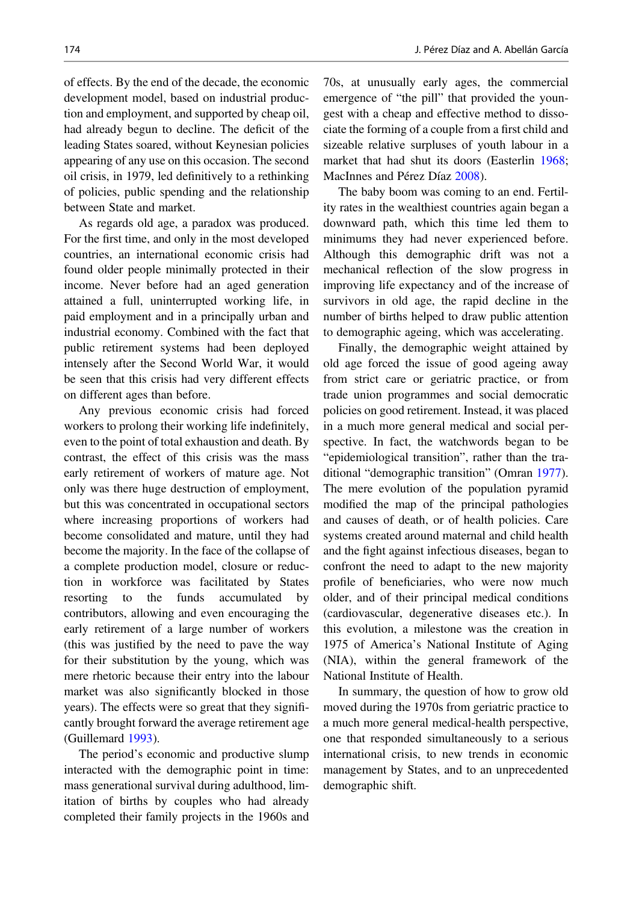of effects. By the end of the decade, the economic development model, based on industrial production and employment, and supported by cheap oil, had already begun to decline. The deficit of the leading States soared, without Keynesian policies appearing of any use on this occasion. The second oil crisis, in 1979, led definitively to a rethinking of policies, public spending and the relationship between State and market.

As regards old age, a paradox was produced. For the first time, and only in the most developed countries, an international economic crisis had found older people minimally protected in their income. Never before had an aged generation attained a full, uninterrupted working life, in paid employment and in a principally urban and industrial economy. Combined with the fact that public retirement systems had been deployed intensely after the Second World War, it would be seen that this crisis had very different effects on different ages than before.

Any previous economic crisis had forced workers to prolong their working life indefinitely, even to the point of total exhaustion and death. By contrast, the effect of this crisis was the mass early retirement of workers of mature age. Not only was there huge destruction of employment, but this was concentrated in occupational sectors where increasing proportions of workers had become consolidated and mature, until they had become the majority. In the face of the collapse of a complete production model, closure or reduction in workforce was facilitated by States resorting to the funds accumulated by contributors, allowing and even encouraging the early retirement of a large number of workers (this was justified by the need to pave the way for their substitution by the young, which was mere rhetoric because their entry into the labour market was also significantly blocked in those years). The effects were so great that they significantly brought forward the average retirement age (Guillemard 1993).

The period's economic and productive slump interacted with the demographic point in time: mass generational survival during adulthood, limitation of births by couples who had already completed their family projects in the 1960s and 70s, at unusually early ages, the commercial emergence of "the pill" that provided the youngest with a cheap and effective method to dissociate the forming of a couple from a first child and sizeable relative surpluses of youth labour in a market that had shut its doors (Easterlin 1968; MacInnes and Pérez Díaz 2008).

The baby boom was coming to an end. Fertility rates in the wealthiest countries again began a downward path, which this time led them to minimums they had never experienced before. Although this demographic drift was not a mechanical reflection of the slow progress in improving life expectancy and of the increase of survivors in old age, the rapid decline in the number of births helped to draw public attention to demographic ageing, which was accelerating.

Finally, the demographic weight attained by old age forced the issue of good ageing away from strict care or geriatric practice, or from trade union programmes and social democratic policies on good retirement. Instead, it was placed in a much more general medical and social perspective. In fact, the watchwords began to be "epidemiological transition", rather than the traditional "demographic transition" (Omran 1977). The mere evolution of the population pyramid modified the map of the principal pathologies and causes of death, or of health policies. Care systems created around maternal and child health and the fight against infectious diseases, began to confront the need to adapt to the new majority profile of beneficiaries, who were now much older, and of their principal medical conditions (cardiovascular, degenerative diseases etc.). In this evolution, a milestone was the creation in 1975 of America's National Institute of Aging (NIA), within the general framework of the National Institute of Health.

In summary, the question of how to grow old moved during the 1970s from geriatric practice to a much more general medical-health perspective, one that responded simultaneously to a serious international crisis, to new trends in economic management by States, and to an unprecedented demographic shift.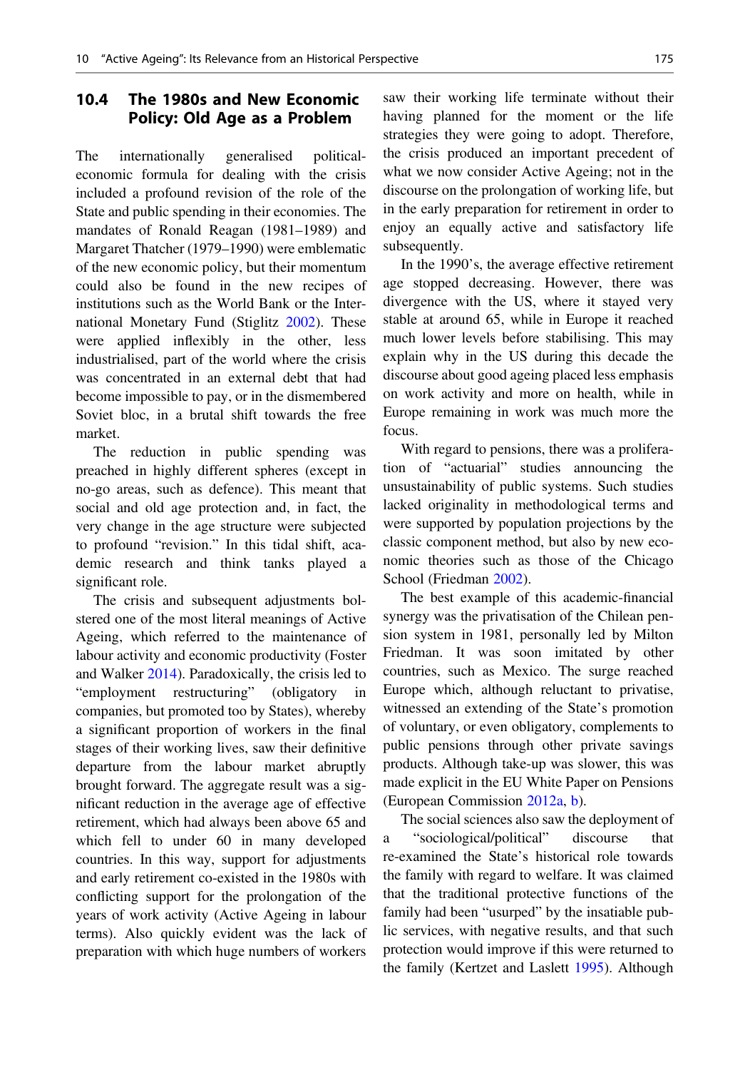## 10.4 The 1980s and New Economic Policy: Old Age as a Problem

The internationally generalised political-economic formula for dealing with the crisis included a profound revision of the role of the State and public spending in their economies. The mandates of Ronald Reagan (1981–1989) and Margaret Thatcher (1979–1990) were emblematic of the new economic policy, but their momentum could also be found in the new recipes of institutions such as the World Bank or the International Monetary Fund (Stiglitz 2002). These were applied inflexibly in the other, less industrialised, part of the world where the crisis was concentrated in an external debt that had become impossible to pay, or in the dismembered Soviet bloc, in a brutal shift towards the free market.

The reduction in public spending was preached in highly different spheres (except in no-go areas, such as defence). This meant that social and old age protection and, in fact, the very change in the age structure were subjected to profound "revision." In this tidal shift, academic research and think tanks played a significant role.

The crisis and subsequent adjustments bolstered one of the most literal meanings of Active Ageing, which referred to the maintenance of labour activity and economic productivity (Foster and Walker 2014). Paradoxically, the crisis led to "employment restructuring" (obligatory in companies, but promoted too by States), whereby a significant proportion of workers in the final stages of their working lives, saw their definitive departure from the labour market abruptly brought forward. The aggregate result was a significant reduction in the average age of effective retirement, which had always been above 65 and which fell to under 60 in many developed countries. In this way, support for adjustments and early retirement co-existed in the 1980s with conflicting support for the prolongation of the years of work activity (Active Ageing in labour terms). Also quickly evident was the lack of preparation with which huge numbers of workers saw their working life terminate without their having planned for the moment or the life strategies they were going to adopt. Therefore, the crisis produced an important precedent of what we now consider Active Ageing; not in the discourse on the prolongation of working life, but in the early preparation for retirement in order to enjoy an equally active and satisfactory life subsequently.

In the 1990's, the average effective retirement age stopped decreasing. However, there was divergence with the US, where it stayed very stable at around 65, while in Europe it reached much lower levels before stabilising. This may explain why in the US during this decade the discourse about good ageing placed less emphasis on work activity and more on health, while in Europe remaining in work was much more the focus.

With regard to pensions, there was a proliferation of "actuarial" studies announcing the unsustainability of public systems. Such studies lacked originality in methodological terms and were supported by population projections by the classic component method, but also by new economic theories such as those of the Chicago School (Friedman 2002).

The best example of this academic-financial synergy was the privatisation of the Chilean pension system in 1981, personally led by Milton Friedman. It was soon imitated by other countries, such as Mexico. The surge reached Europe which, although reluctant to privatise, witnessed an extending of the State's promotion of voluntary, or even obligatory, complements to public pensions through other private savings products. Although take-up was slower, this was made explicit in the EU White Paper on Pensions (European Commission 2012a, b).

The social sciences also saw the deployment of a "sociological/political" discourse that re-examined the State's historical role towards the family with regard to welfare. It was claimed that the traditional protective functions of the family had been "usurped" by the insatiable public services, with negative results, and that such protection would improve if this were returned to the family (Kertzer and Laslett 1995). Although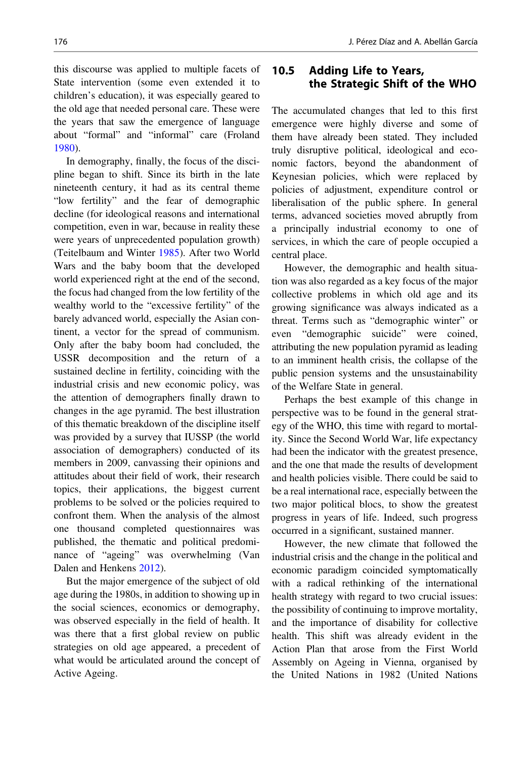this discourse was applied to multiple facets of State intervention (some even extended it to children's education), it was especially geared to the old age that needed personal care. These were the years that saw the emergence of language about "formal" and "informal" care (Froland 1980).

In demography, finally, the focus of the discipline began to shift. Since its birth in the late nineteenth century, it had as its central theme "low fertility" and the fear of demographic decline (for ideological reasons and international competition, even in war, because in reality these were years of unprecedented population growth) (Teitelbaum and Winter 1985). After two World Wars and the baby boom that the developed world experienced right at the end of the second, the focus had changed from the low fertility of the wealthy world to the "excessive fertility" of the barely advanced world, especially the Asian continent, a vector for the spread of communism. Only after the baby boom had concluded, the USSR decomposition and the return of a sustained decline in fertility, coinciding with the industrial crisis and new economic policy, was the attention of demographers finally drawn to changes in the age pyramid. The best illustration of this thematic breakdown of the discipline itself was provided by a survey that IUSSP (the world association of demographers) conducted of its members in 2009, canvassing their opinions and attitudes about their field of work, their research topics, their applications, the biggest current problems to be solved or the policies required to confront them. When the analysis of the almost one thousand completed questionnaires was published, the thematic and political predominance of "ageing" was overwhelming (Van Dalen and Henkens 2012).

But the major emergence of the subject of old age during the 1980s, in addition to showing up in the social sciences, economics or demography, was observed especially in the field of health. It was there that a first global review on public strategies on old age appeared, a precedent of what would be articulated around the concept of Active Ageing.

## 10.5 Adding Life to Years, the Strategic Shift of the WHO

The accumulated changes that led to this first emergence were highly diverse and some of them have already been stated. They included truly disruptive political, ideological and economic factors, beyond the abandonment of Keynesian policies, which were replaced by policies of adjustment, expenditure control or liberalisation of the public sphere. In general terms, advanced societies moved abruptly from a principally industrial economy to one of services, in which the care of people occupied a central place.

However, the demographic and health situation was also regarded as a key focus of the major collective problems in which old age and its growing significance was always indicated as a threat. Terms such as "demographic winter" or even "demographic suicide" were coined, attributing the new population pyramid as leading to an imminent health crisis, the collapse of the public pension systems and the unsustainability of the Welfare State in general.

Perhaps the best example of this change in perspective was to be found in the general strategy of the WHO, this time with regard to mortality. Since the Second World War, life expectancy had been the indicator with the greatest presence, and the one that made the results of development and health policies visible. There could be said to be a real international race, especially between the two major political blocs, to show the greatest progress in years of life. Indeed, such progress occurred in a significant, sustained manner.

However, the new climate that followed the industrial crisis and the change in the political and economic paradigm coincided symptomatically with a radical rethinking of the international health strategy with regard to two crucial issues: the possibility of continuing to improve mortality, and the importance of disability for collective health. This shift was already evident in the Action Plan that arose from the First World Assembly on Ageing in Vienna, organised by the United Nations in 1982 (United Nations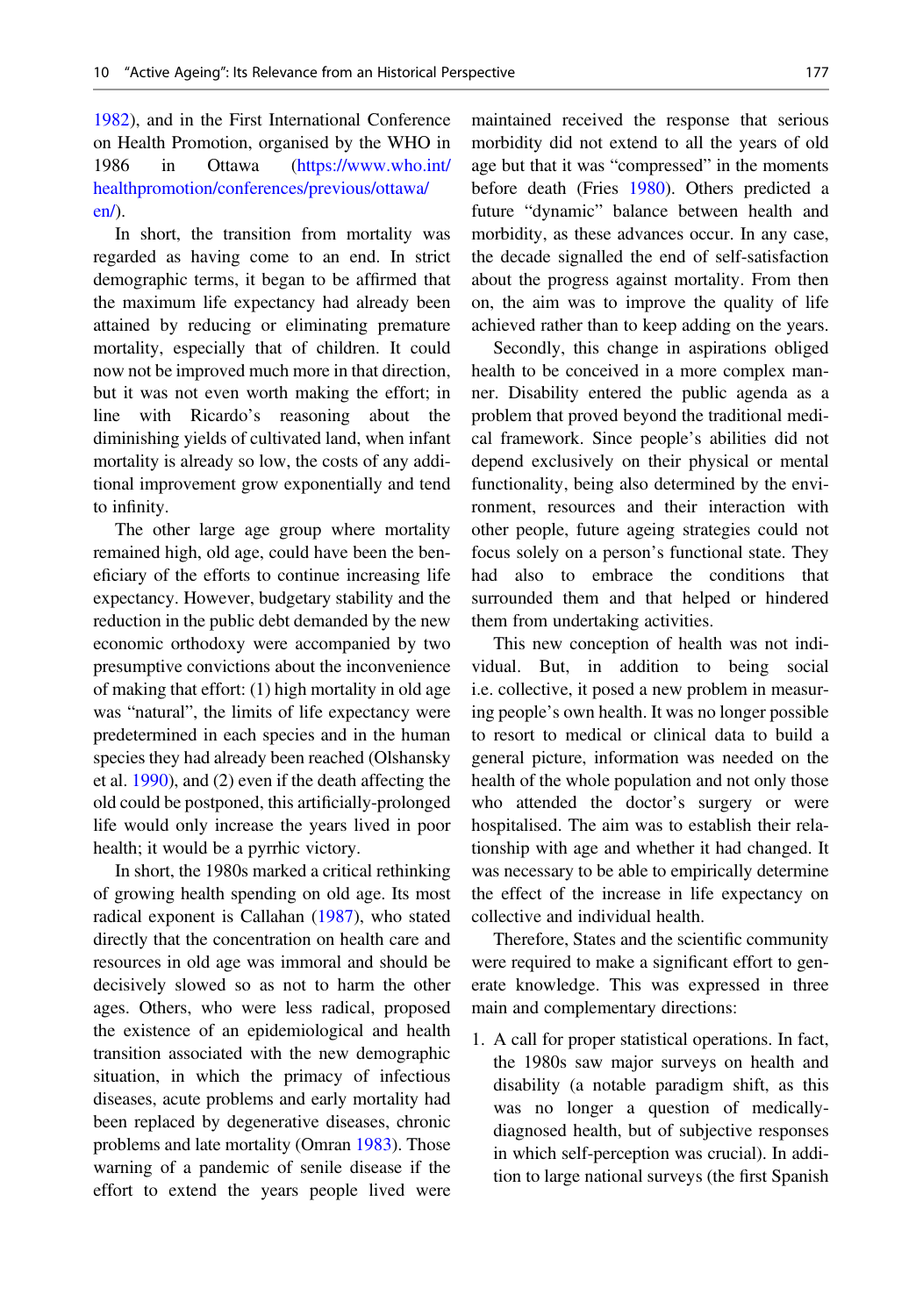1982), and in the First International Conference on Health Promotion, organised by the WHO in 1986 in Ottawa (https://www.who.int/healthpromotion/conferences/previous/ottawa/en/).

In short, the transition from mortality was regarded as having come to an end. In strict demographic terms, it began to be affirmed that the maximum life expectancy had already been attained by reducing or eliminating premature mortality, especially that of children. It could now not be improved much more in that direction, but it was not even worth making the effort; in line with Ricardo's reasoning about the diminishing yields of cultivated land, when infant mortality is already so low, the costs of any additional improvement grow exponentially and tend to infinity.

The other large age group where mortality remained high, old age, could have been the beneficiary of the efforts to continue increasing life expectancy. However, budgetary stability and the reduction in the public debt demanded by the new economic orthodoxy were accompanied by two presumptive convictions about the inconvenience of making that effort: (1) high mortality in old age was "natural", the limits of life expectancy were predetermined in each species and in the human species they had already been reached (Olshansky et al. 1990), and (2) even if the death affecting the old could be postponed, this artificially-prolonged life would only increase the years lived in poor health; it would be a pyrrhic victory.

In short, the 1980s marked a critical rethinking of growing health spending on old age. Its most radical exponent is Callahan (1987), who stated directly that the concentration on health care and resources in old age was immoral and should be decisively slowed so as not to harm the other ages. Others, who were less radical, proposed the existence of an epidemiological and health transition associated with the new demographic situation, in which the primacy of infectious diseases, acute problems and early mortality had been replaced by degenerative diseases, chronic problems and late mortality (Omran 1983). Those warning of a pandemic of senile disease if the effort to extend the years people lived were maintained received the response that serious morbidity did not extend to all the years of old age but that it was "compressed" in the moments before death (Fries 1980). Others predicted a future "dynamic" balance between health and morbidity, as these advances occur. In any case, the decade signalled the end of self-satisfaction about the progress against mortality. From then on, the aim was to improve the quality of life achieved rather than to keep adding on the years.

Secondly, this change in aspirations obliged health to be conceived in a more complex manner. Disability entered the public agenda as a problem that proved beyond the traditional medical framework. Since people's abilities did not depend exclusively on their physical or mental functionality, being also determined by the environment, resources and their interaction with other people, future ageing strategies could not focus solely on a person's functional state. They had also to embrace the conditions that surrounded them and that helped or hindered them from undertaking activities.

This new conception of health was not individual. But, in addition to being social i.e. collective, it posed a new problem in measuring people's own health. It was no longer possible to resort to medical or clinical data to build a general picture, information was needed on the health of the whole population and not only those who attended the doctor's surgery or were hospitalised. The aim was to establish their relationship with age and whether it had changed. It was necessary to be able to empirically determine the effect of the increase in life expectancy on collective and individual health.

Therefore, States and the scientific community were required to make a significant effort to generate knowledge. This was expressed in three main and complementary directions:

1. A call for proper statistical operations. In fact, the 1980s saw major surveys on health and disability (a notable paradigm shift, as this was no longer a question of medically-diagnosed health, but of subjective responses in which self-perception was crucial). In addition to large national surveys (the first Spanish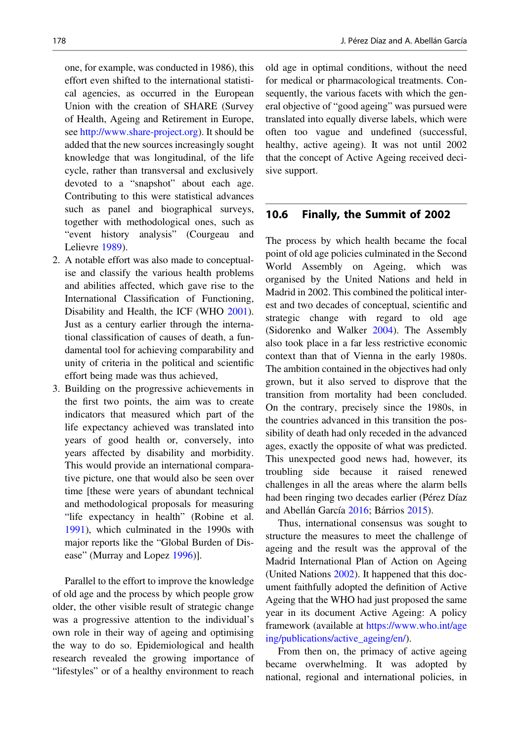one, for example, was conducted in 1986), this effort even shifted to the international statistical agencies, as occurred in the European Union with the creation of SHARE (Survey of Health, Ageing and Retirement in Europe, see http://www.share-project.org). It should be added that the new sources increasingly sought knowledge that was longitudinal, of the life cycle, rather than transversal and exclusively devoted to a "snapshot" about each age. Contributing to this were statistical advances such as panel and biographical surveys, together with methodological ones, such as "event history analysis" (Courgeau and Lelievre 1989).

2. A notable effort was also made to conceptualise and classify the various health problems and abilities affected, which gave rise to the International Classification of Functioning, Disability and Health, the ICF (WHO 2001). Just as a century earlier through the international classification of causes of death, a fundamental tool for achieving comparability and unity of criteria in the political and scientific effort being made was thus achieved,
3. Building on the progressive achievements in the first two points, the aim was to create indicators that measured which part of the life expectancy achieved was translated into years of good health or, conversely, into years affected by disability and morbidity. This would provide an international comparative picture, one that would also be seen over time [these were years of abundant technical and methodological proposals for measuring "life expectancy in health" (Robine et al. 1991), which culminated in the 1990s with major reports like the "Global Burden of Disease" (Murray and Lopez 1996)].

Parallel to the effort to improve the knowledge of old age and the process by which people grow older, the other visible result of strategic change was a progressive attention to the individual's own role in their way of ageing and optimising the way to do so. Epidemiological and health research revealed the growing importance of "lifestyles" or of a healthy environment to reach old age in optimal conditions, without the need for medical or pharmacological treatments. Consequently, the various facets with which the general objective of "good ageing" was pursued were translated into equally diverse labels, which were often too vague and undefined (successful, healthy, active ageing). It was not until 2002 that the concept of Active Ageing received decisive support.

## 10.6 Finally, the Summit of 2002

The process by which health became the focal point of old age policies culminated in the Second World Assembly on Ageing, which was organised by the United Nations and held in Madrid in 2002. This combined the political interest and two decades of conceptual, scientific and strategic change with regard to old age (Sidorenko and Walker 2004). The Assembly also took place in a far less restrictive economic context than that of Vienna in the early 1980s. The ambition contained in the objectives had only grown, but it also served to disprove that the transition from mortality had been concluded. On the contrary, precisely since the 1980s, in the countries advanced in this transition the possibility of death had only receded in the advanced ages, exactly the opposite of what was predicted. This unexpected good news had, however, its troubling side because it raised renewed challenges in all the areas where the alarm bells had been ringing two decades earlier (Pérez Díaz and Abellán García 2016; Bárrios 2015).

Thus, international consensus was sought to structure the measures to meet the challenge of ageing and the result was the approval of the Madrid International Plan of Action on Ageing (United Nations 2002). It happened that this document faithfully adopted the definition of Active Ageing that the WHO had just proposed the same year in its document Active Ageing: A policy framework (available at https://www.who.int/ageing/publications/active_ageing/en/).

From then on, the primacy of active ageing became overwhelming. It was adopted by national, regional and international policies, in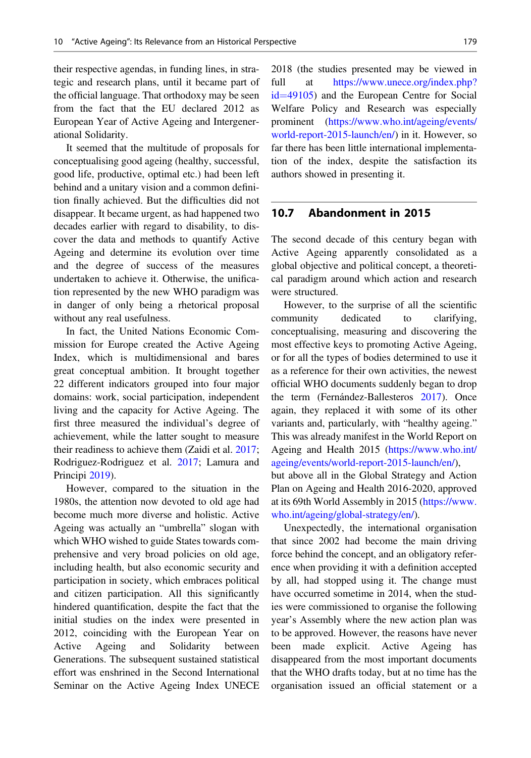their respective agendas, in funding lines, in strategic and research plans, until it became part of the official language. That orthodoxy may be seen from the fact that the EU declared 2012 as European Year of Active Ageing and Intergenerational Solidarity.

It seemed that the multitude of proposals for conceptualising good ageing (healthy, successful, good life, productive, optimal etc.) had been left behind and a unitary vision and a common definition finally achieved. But the difficulties did not disappear. It became urgent, as had happened two decades earlier with regard to disability, to discover the data and methods to quantify Active Ageing and determine its evolution over time and the degree of success of the measures undertaken to achieve it. Otherwise, the unification represented by the new WHO paradigm was in danger of only being a rhetorical proposal without any real usefulness.

In fact, the United Nations Economic Commission for Europe created the Active Ageing Index, which is multidimensional and bares great conceptual ambition. It brought together 22 different indicators grouped into four major domains: work, social participation, independent living and the capacity for Active Ageing. The first three measured the individual's degree of achievement, while the latter sought to measure their readiness to achieve them (Zaidi et al. 2017; Rodriguez-Rodriguez et al. 2017; Lamura and Principi 2019).

However, compared to the situation in the 1980s, the attention now devoted to old age had become much more diverse and holistic. Active Ageing was actually an "umbrella" slogan with which WHO wished to guide States towards comprehensive and very broad policies on old age, including health, but also economic security and participation in society, which embraces political and citizen participation. All this significantly hindered quantification, despite the fact that the initial studies on the index were presented in 2012, coinciding with the European Year on Active Ageing and Solidarity between Generations. The subsequent sustained statistical effort was enshrined in the Second International Seminar on the Active Ageing Index UNECE 2018 (the studies presented may be viewed in full at https://www.unece.org/index.php?id=49105) and the European Centre for Social Welfare Policy and Research was especially prominent (https://www.who.int/ageing/events/world-report-2015-launch/en/) in it. However, so far there has been little international implementation of the index, despite the satisfaction its authors showed in presenting it.

## 10.7 Abandonment in 2015

The second decade of this century began with Active Ageing apparently consolidated as a global objective and political concept, a theoretical paradigm around which action and research were structured.

However, to the surprise of all the scientific community dedicated to clarifying, conceptualising, measuring and discovering the most effective keys to promoting Active Ageing, or for all the types of bodies determined to use it as a reference for their own activities, the newest official WHO documents suddenly began to drop the term (Fernández-Ballesteros 2017). Once again, they replaced it with some of its other variants and, particularly, with "healthy ageing." This was already manifest in the World Report on Ageing and Health 2015 (https://www.who.int/ageing/events/world-report-2015-launch/en/), but above all in the Global Strategy and Action Plan on Ageing and Health 2016-2020, approved at its 69th World Assembly in 2015 (https://www.who.int/ageing/global-strategy/en/).

Unexpectedly, the international organisation that since 2002 had become the main driving force behind the concept, and an obligatory reference when providing it with a definition accepted by all, had stopped using it. The change must have occurred sometime in 2014, when the studies were commissioned to organise the following year's Assembly where the new action plan was to be approved. However, the reasons have never been made explicit. Active Ageing has disappeared from the most important documents that the WHO drafts today, but at no time has the organisation issued an official statement or a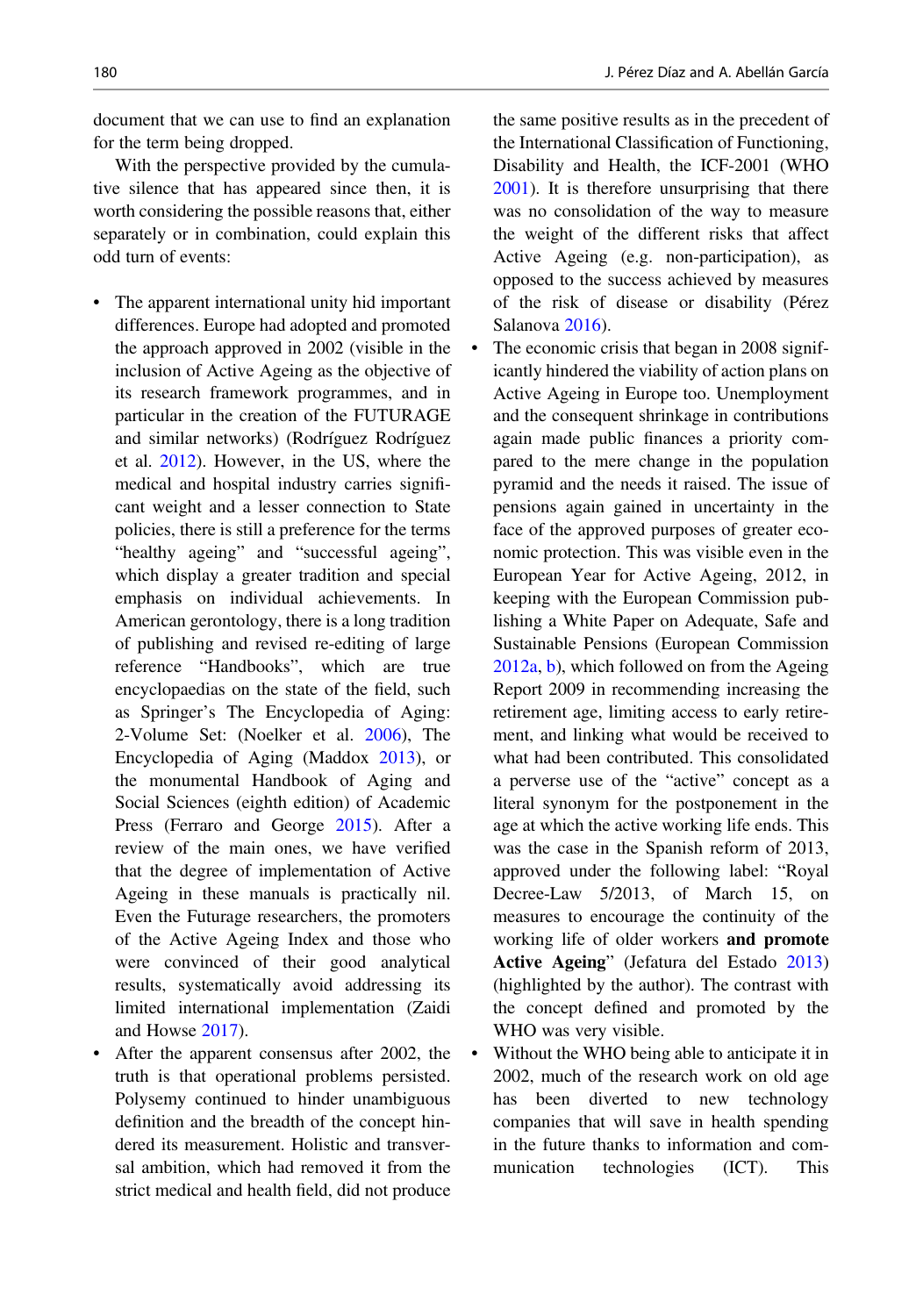document that we can use to find an explanation for the term being dropped.

With the perspective provided by the cumulative silence that has appeared since then, it is worth considering the possible reasons that, either separately or in combination, could explain this odd turn of events:

- The apparent international unity hid important differences. Europe had adopted and promoted the approach approved in 2002 (visible in the inclusion of Active Ageing as the objective of its research framework programmes, and in particular in the creation of the FUTURAGE and similar networks) (Rodríguez Rodríguez et al. 2012). However, in the US, where the medical and hospital industry carries significant weight and a lesser connection to State policies, there is still a preference for the terms "healthy ageing" and "successful ageing", which display a greater tradition and special emphasis on individual achievements. In American gerontology, there is a long tradition of publishing and revised re-editing of large reference "Handbooks", which are true encyclopaedias on the state of the field, such as Springer's The Encyclopedia of Aging: 2-Volume Set: (Noelker et al. 2006), The Encyclopedia of Aging (Maddox 2013), or the monumental Handbook of Aging and Social Sciences (eighth edition) of Academic Press (Ferraro and George 2015). After a review of the main ones, we have verified that the degree of implementation of Active Ageing in these manuals is practically nil. Even the Futurage researchers, the promoters of the Active Ageing Index and those who were convinced of their good analytical results, systematically avoid addressing its limited international implementation (Zaidi and Howse 2017).
- After the apparent consensus after 2002, the truth is that operational problems persisted. Polysemy continued to hinder unambiguous definition and the breadth of the concept hindered its measurement. Holistic and transversal ambition, which had removed it from the strict medical and health field, did not produce the same positive results as in the precedent of the International Classification of Functioning, Disability and Health, the ICF-2001 (WHO 2001). It is therefore unsurprising that there was no consolidation of the way to measure the weight of the different risks that affect Active Ageing (e.g. non-participation), as opposed to the success achieved by measures of the risk of disease or disability (Pérez Salanova 2016).
- The economic crisis that began in 2008 significantly hindered the viability of action plans on Active Ageing in Europe too. Unemployment and the consequent shrinkage in contributions again made public finances a priority compared to the mere change in the population pyramid and the needs it raised. The issue of pensions again gained in uncertainty in the face of the approved purposes of greater economic protection. This was visible even in the European Year for Active Ageing, 2012, in keeping with the European Commission publishing a White Paper on Adequate, Safe and Sustainable Pensions (European Commission 2012a, b), which followed on from the Ageing Report 2009 in recommending increasing the retirement age, limiting access to early retirement, and linking what would be received to what had been contributed. This consolidated a perverse use of the "active" concept as a literal synonym for the postponement in the age at which the active working life ends. This was the case in the Spanish reform of 2013, approved under the following label: "Royal Decree-Law 5/2013, of March 15, on measures to encourage the continuity of the working life of older workers **and promote Active Ageing**" (Jefatura del Estado 2013) (highlighted by the author). The contrast with the concept defined and promoted by the WHO was very visible.
- Without the WHO being able to anticipate it in 2002, much of the research work on old age has been diverted to new technology companies that will save in health spending in the future thanks to information and communication technologies (ICT). This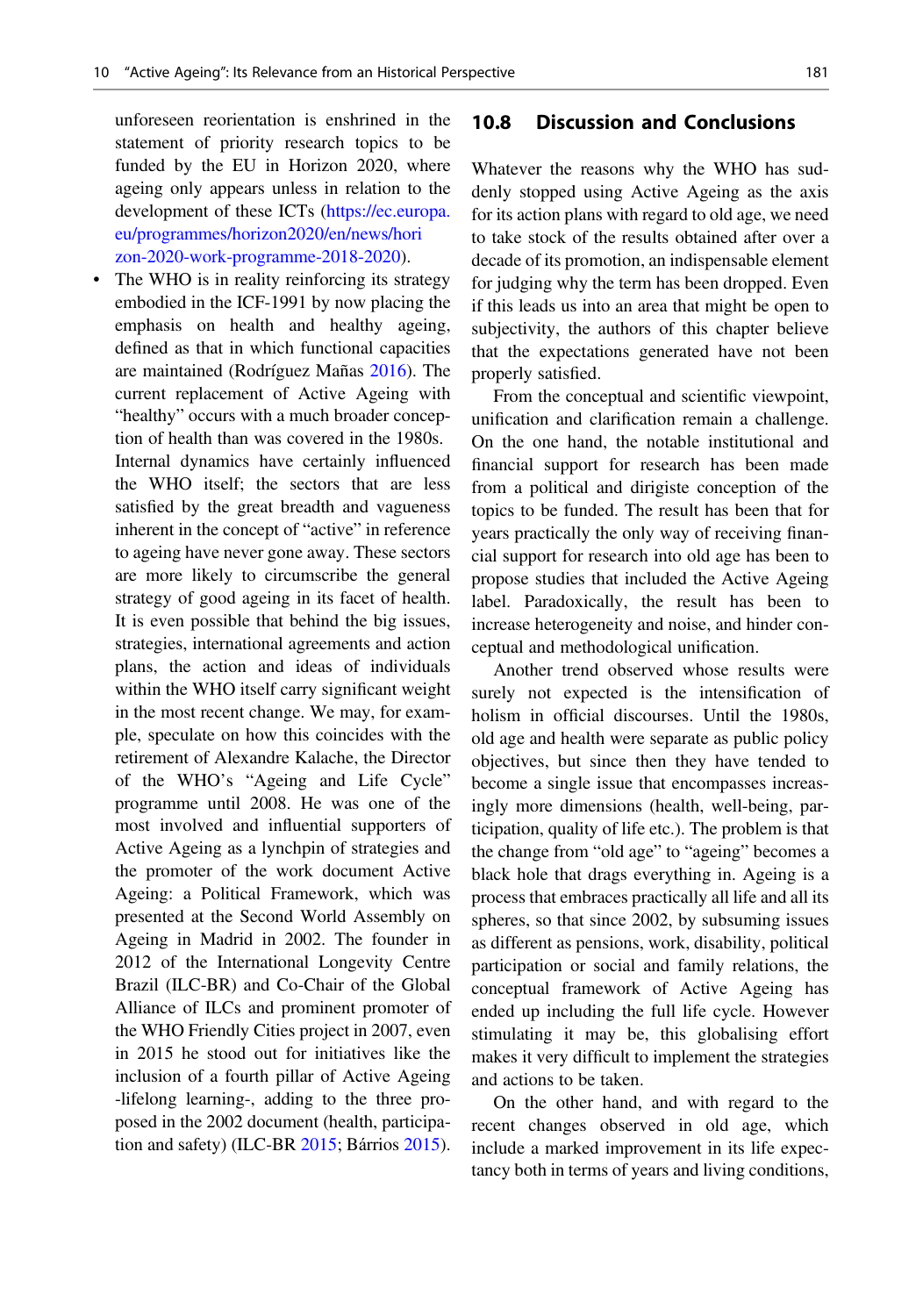unforeseen reorientation is enshrined in the statement of priority research topics to be funded by the EU in Horizon 2020, where ageing only appears unless in relation to the development of these ICTs (https://ec.europa.eu/programmes/horizon2020/en/news/horizon-2020-work-programme-2018-2020).

- The WHO is in reality reinforcing its strategy embodied in the ICF-1991 by now placing the emphasis on health and healthy ageing, defined as that in which functional capacities are maintained (Rodríguez Mañas 2016). The current replacement of Active Ageing with "healthy" occurs with a much broader conception of health than was covered in the 1980s. Internal dynamics have certainly influenced the WHO itself; the sectors that are less satisfied by the great breadth and vagueness inherent in the concept of "active" in reference to ageing have never gone away. These sectors are more likely to circumscribe the general strategy of good ageing in its facet of health. It is even possible that behind the big issues, strategies, international agreements and action plans, the action and ideas of individuals within the WHO itself carry significant weight in the most recent change. We may, for example, speculate on how this coincides with the retirement of Alexandre Kalache, the Director of the WHO's "Ageing and Life Cycle" programme until 2008. He was one of the most involved and influential supporters of Active Ageing as a lynchpin of strategies and the promoter of the work document Active Ageing: a Political Framework, which was presented at the Second World Assembly on Ageing in Madrid in 2002. The founder in 2012 of the International Longevity Centre Brazil (ILC-BR) and Co-Chair of the Global Alliance of ILCs and prominent promoter of the WHO Friendly Cities project in 2007, even in 2015 he stood out for initiatives like the inclusion of a fourth pillar of Active Ageing -lifelong learning-, adding to the three proposed in the 2002 document (health, participation and safety) (ILC-BR 2015; Bárrios 2015).

## 10.8 Discussion and Conclusions

Whatever the reasons why the WHO has suddenly stopped using Active Ageing as the axis for its action plans with regard to old age, we need to take stock of the results obtained after over a decade of its promotion, an indispensable element for judging why the term has been dropped. Even if this leads us into an area that might be open to subjectivity, the authors of this chapter believe that the expectations generated have not been properly satisfied.

From the conceptual and scientific viewpoint, unification and clarification remain a challenge. On the one hand, the notable institutional and financial support for research has been made from a political and dirigiste conception of the topics to be funded. The result has been that for years practically the only way of receiving financial support for research into old age has been to propose studies that included the Active Ageing label. Paradoxically, the result has been to increase heterogeneity and noise, and hinder conceptual and methodological unification.

Another trend observed whose results were surely not expected is the intensification of holism in official discourses. Until the 1980s, old age and health were separate as public policy objectives, but since then they have tended to become a single issue that encompasses increasingly more dimensions (health, well-being, participation, quality of life etc.). The problem is that the change from "old age" to "ageing" becomes a black hole that drags everything in. Ageing is a process that embraces practically all life and all its spheres, so that since 2002, by subsuming issues as different as pensions, work, disability, political participation or social and family relations, the conceptual framework of Active Ageing has ended up including the full life cycle. However stimulating it may be, this globalising effort makes it very difficult to implement the strategies and actions to be taken.

On the other hand, and with regard to the recent changes observed in old age, which include a marked improvement in its life expectancy both in terms of years and living conditions,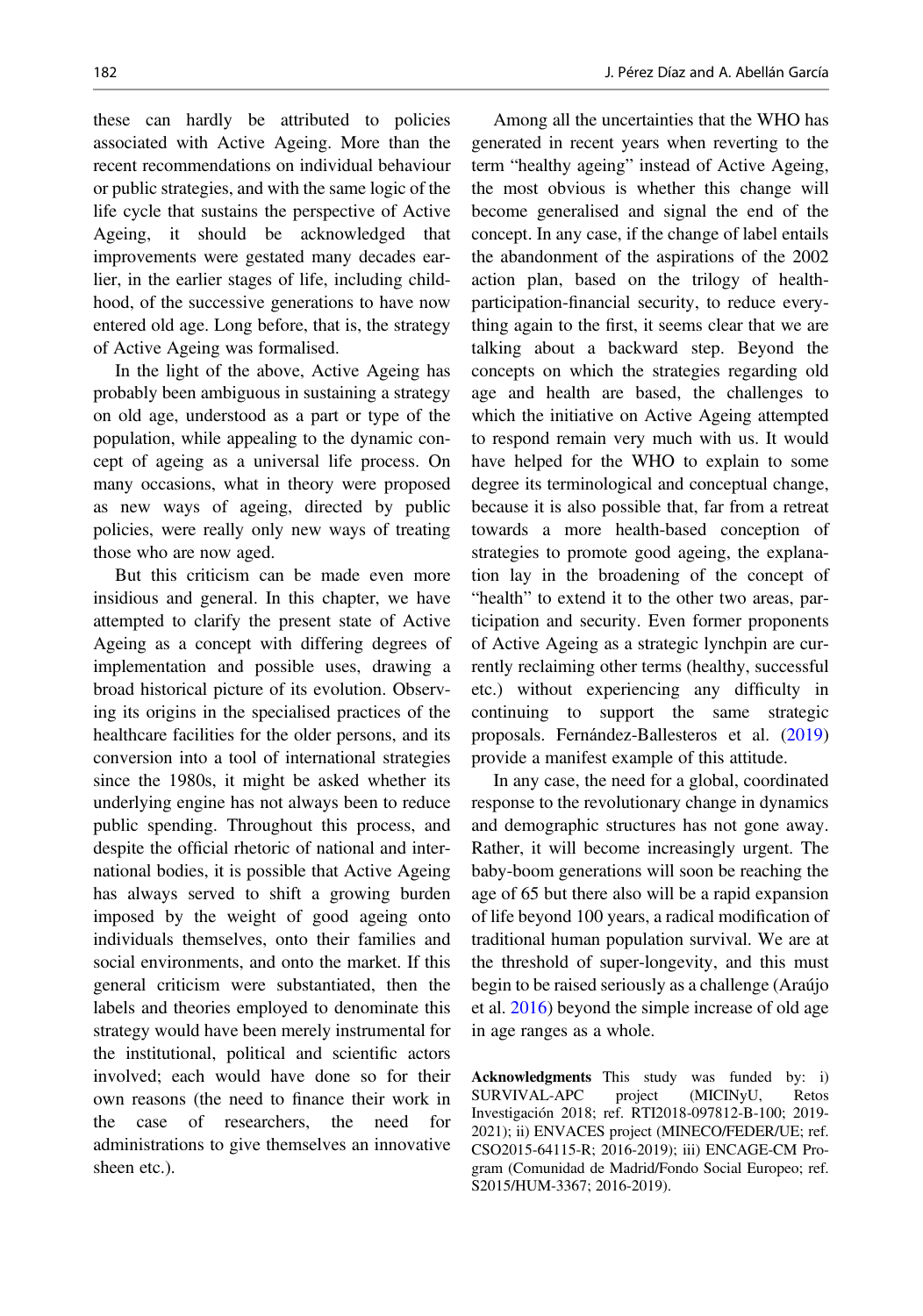these can hardly be attributed to policies associated with Active Ageing. More than the recent recommendations on individual behaviour or public strategies, and with the same logic of the life cycle that sustains the perspective of Active Ageing, it should be acknowledged that improvements were gestated many decades earlier, in the earlier stages of life, including childhood, of the successive generations to have now entered old age. Long before, that is, the strategy of Active Ageing was formalised.

In the light of the above, Active Ageing has probably been ambiguous in sustaining a strategy on old age, understood as a part or type of the population, while appealing to the dynamic concept of ageing as a universal life process. On many occasions, what in theory were proposed as new ways of ageing, directed by public policies, were really only new ways of treating those who are now aged.

But this criticism can be made even more insidious and general. In this chapter, we have attempted to clarify the present state of Active Ageing as a concept with differing degrees of implementation and possible uses, drawing a broad historical picture of its evolution. Observing its origins in the specialised practices of the healthcare facilities for the older persons, and its conversion into a tool of international strategies since the 1980s, it might be asked whether its underlying engine has not always been to reduce public spending. Throughout this process, and despite the official rhetoric of national and international bodies, it is possible that Active Ageing has always served to shift a growing burden imposed by the weight of good ageing onto individuals themselves, onto their families and social environments, and onto the market. If this general criticism were substantiated, then the labels and theories employed to denominate this strategy would have been merely instrumental for the institutional, political and scientific actors involved; each would have done so for their own reasons (the need to finance their work in the case of researchers, the need for administrations to give themselves an innovative sheen etc.).

Among all the uncertainties that the WHO has generated in recent years when reverting to the term "healthy ageing" instead of Active Ageing, the most obvious is whether this change will become generalised and signal the end of the concept. In any case, if the change of label entails the abandonment of the aspirations of the 2002 action plan, based on the trilogy of health-participation-financial security, to reduce everything again to the first, it seems clear that we are talking about a backward step. Beyond the concepts on which the strategies regarding old age and health are based, the challenges to which the initiative on Active Ageing attempted to respond remain very much with us. It would have helped for the WHO to explain to some degree its terminological and conceptual change, because it is also possible that, far from a retreat towards a more health-based conception of strategies to promote good ageing, the explanation lay in the broadening of the concept of "health" to extend it to the other two areas, participation and security. Even former proponents of Active Ageing as a strategic lynchpin are currently reclaiming other terms (healthy, successful etc.) without experiencing any difficulty in continuing to support the same strategic proposals. Fernández-Ballesteros et al. (2019) provide a manifest example of this attitude.

In any case, the need for a global, coordinated response to the revolutionary change in dynamics and demographic structures has not gone away. Rather, it will become increasingly urgent. The baby-boom generations will soon be reaching the age of 65 but there also will be a rapid expansion of life beyond 100 years, a radical modification of traditional human population survival. We are at the threshold of super-longevity, and this must begin to be raised seriously as a challenge (Araújo et al. 2016) beyond the simple increase of old age in age ranges as a whole.

**Acknowledgments** This study was funded by: i) SURVIVAL-APC project (MICINyU, Retos Investigación 2018; ref. RTI2018-097812-B-100; 2019-2021); ii) ENVACES project (MINECO/FEDER/UE; ref. CSO2015-64115-R; 2016-2019); iii) ENCAGE-CM Program (Comunidad de Madrid/Fondo Social Europeo; ref. S2015/HUM-3367; 2016-2019).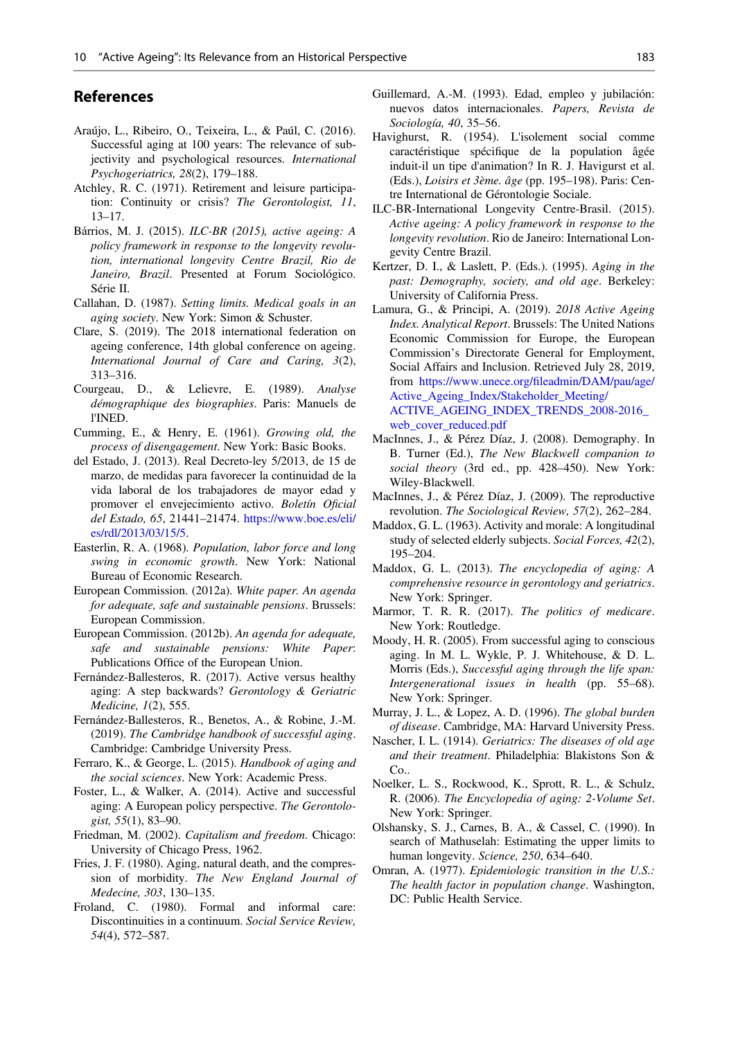## References

Araújo, L., Ribeiro, O., Teixeira, L., & Paúl, C. (2016). Successful aging at 100 years: The relevance of subjectivity and psychological resources. *International Psychogeriatrics, 28*(2), 179–188.

Atchley, R. C. (1971). Retirement and leisure participation: Continuity or crisis? *The Gerontologist, 11*, 13–17.

Bárrios, M. J. (2015). *ILC-BR (2015), active ageing: A policy framework in response to the longevity revolution, international longevity Centre Brazil, Rio de Janeiro, Brazil*. Presented at Forum Sociológico. Série II.

Callahan, D. (1987). *Setting limits. Medical goals in an aging society*. New York: Simon & Schuster.

Clare, S. (2019). The 2018 international federation on ageing conference, 14th global conference on ageing. *International Journal of Care and Caring, 3*(2), 313–316.

Courgeau, D., & Lelievre, E. (1989). *Analyse démographique des biographies*. Paris: Manuels de l'INED.

Cumming, E., & Henry, E. (1961). *Growing old, the process of disengagement*. New York: Basic Books.

del Estado, J. (2013). Real Decreto-ley 5/2013, de 15 de marzo, de medidas para favorecer la continuidad de la vida laboral de los trabajadores de mayor edad y promover el envejecimiento activo. *Boletín Oficial del Estado, 65*, 21441–21474. https://www.boe.es/eli/es/rdl/2013/03/15/5.

Easterlin, R. A. (1968). *Population, labor force and long swing in economic growth*. New York: National Bureau of Economic Research.

European Commission. (2012a). *White paper. An agenda for adequate, safe and sustainable pensions*. Brussels: European Commission.

European Commission. (2012b). *An agenda for adequate, safe and sustainable pensions: White Paper*: Publications Office of the European Union.

Fernández-Ballesteros, R. (2017). Active versus healthy aging: A step backwards? *Gerontology & Geriatric Medicine, 1*(2), 555.

Fernández-Ballesteros, R., Benetos, A., & Robine, J.-M. (2019). *The Cambridge handbook of successful aging*. Cambridge: Cambridge University Press.

Ferraro, K., & George, L. (2015). *Handbook of aging and the social sciences*. New York: Academic Press.

Foster, L., & Walker, A. (2014). Active and successful aging: A European policy perspective. *The Gerontologist, 55*(1), 83–90.

Friedman, M. (2002). *Capitalism and freedom*. Chicago: University of Chicago Press, 1962.

Fries, J. F. (1980). Aging, natural death, and the compression of morbidity. *The New England Journal of Medecine, 303*, 130–135.

Froland, C. (1980). Formal and informal care: Discontinuities in a continuum. *Social Service Review, 54*(4), 572–587.

Guillemard, A.-M. (1993). Edad, empleo y jubilación: nuevos datos internacionales. *Papers, Revista de Sociología, 40*, 35–56.

Havighurst, R. (1954). L'isolement social comme caractéristique spécifique de la population âgée induit-il un tipe d'animation? In R. J. Havigurst et al. (Eds.), *Loisirs et 3ème. âge* (pp. 195–198). Paris: Centre International de Gérontologie Sociale.

ILC-BR-International Longevity Centre-Brasil. (2015). *Active ageing: A policy framework in response to the longevity revolution*. Rio de Janeiro: International Longevity Centre Brazil.

Kertzer, D. I., & Laslett, P. (Eds.). (1995). *Aging in the past: Demography, society, and old age*. Berkeley: University of California Press.

Lamura, G., & Principi, A. (2019). *2018 Active Ageing Index. Analytical Report*. Brussels: The United Nations Economic Commission for Europe, the European Commission's Directorate General for Employment, Social Affairs and Inclusion. Retrieved July 28, 2019, from https://www.unece.org/fileadmin/DAM/pau/age/Active_Ageing_Index/Stakeholder_Meeting/ACTIVE_AGEING_INDEX_TRENDS_2008-2016_web_cover_reduced.pdf

MacInnes, J., & Pérez Díaz, J. (2008). Demography. In B. Turner (Ed.), *The New Blackwell companion to social theory* (3rd ed., pp. 428–450). New York: Wiley-Blackwell.

MacInnes, J., & Pérez Díaz, J. (2009). The reproductive revolution. *The Sociological Review, 57*(2), 262–284.

Maddox, G. L. (1963). Activity and morale: A longitudinal study of selected elderly subjects. *Social Forces, 42*(2), 195–204.

Maddox, G. L. (2013). *The encyclopedia of aging: A comprehensive resource in gerontology and geriatrics*. New York: Springer.

Marmor, T. R. R. (2017). *The politics of medicare*. New York: Routledge.

Moody, H. R. (2005). From successful aging to conscious aging. In M. L. Wykle, P. J. Whitehouse, & D. L. Morris (Eds.), *Successful aging through the life span: Intergenerational issues in health* (pp. 55–68). New York: Springer.

Murray, J. L., & Lopez, A. D. (1996). *The global burden of disease*. Cambridge, MA: Harvard University Press.

Nascher, I. L. (1914). *Geriatrics: The diseases of old age and their treatment*. Philadelphia: Blakistons Son & Co..

Noelker, L. S., Rockwood, K., Sprott, R. L., & Schulz, R. (2006). *The Encyclopedia of aging: 2-Volume Set*. New York: Springer.

Olshansky, S. J., Carnes, B. A., & Cassel, C. (1990). In search of Mathuselah: Estimating the upper limits to human longevity. *Science, 250*, 634–640.

Omran, A. (1977). *Epidemiologic transition in the U.S.: The health factor in population change*. Washington, DC: Public Health Service.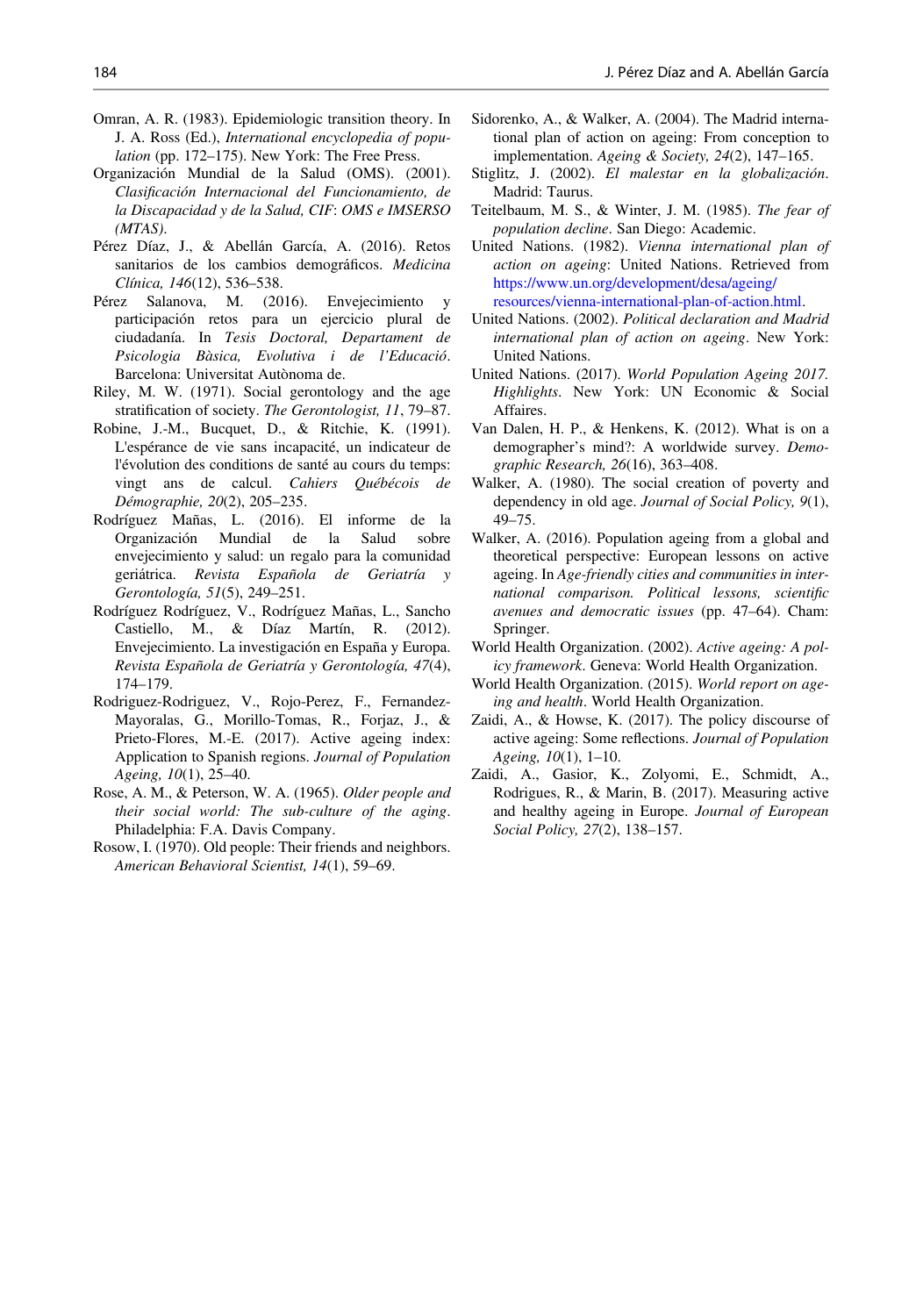Omran, A. R. (1983). Epidemiologic transition theory. In J. A. Ross (Ed.), *International encyclopedia of population* (pp. 172–175). New York: The Free Press.

Organización Mundial de la Salud (OMS). (2001). *Clasificación Internacional del Funcionamiento, de la Discapacidad y de la Salud, CIF*: *OMS e IMSERSO (MTAS)*.

Pérez Díaz, J., & Abellán García, A. (2016). Retos sanitarios de los cambios demográficos. *Medicina Clínica, 146*(12), 536–538.

Pérez Salanova, M. (2016). Envejecimiento y participación retos para un ejercicio plural de ciudadanía. In *Tesis Doctoral, Departament de Psicologia Bàsica, Evolutiva i de l'Educació*. Barcelona: Universitat Autònoma de.

Riley, M. W. (1971). Social gerontology and the age stratification of society. *The Gerontologist, 11*, 79–87.

Robine, J.-M., Bucquet, D., & Ritchie, K. (1991). L'espérance de vie sans incapacité, un indicateur de l'évolution des conditions de santé au cours du temps: vingt ans de calcul. *Cahiers Québécois de Démographie, 20*(2), 205–235.

Rodríguez Mañas, L. (2016). El informe de la Organización Mundial de la Salud sobre envejecimiento y salud: un regalo para la comunidad geriátrica. *Revista Española de Geriatría y Gerontología, 51*(5), 249–251.

Rodríguez Rodríguez, V., Rodríguez Mañas, L., Sancho Castiello, M., & Díaz Martín, R. (2012). Envejecimiento. La investigación en España y Europa. *Revista Española de Geriatría y Gerontología, 47*(4), 174–179.

Rodriguez-Rodriguez, V., Rojo-Perez, F., Fernandez-Mayoralas, G., Morillo-Tomas, R., Forjaz, J., & Prieto-Flores, M.-E. (2017). Active ageing index: Application to Spanish regions. *Journal of Population Ageing, 10*(1), 25–40.

Rose, A. M., & Peterson, W. A. (1965). *Older people and their social world: The sub-culture of the aging*. Philadelphia: F.A. Davis Company.

Rosow, I. (1970). Old people: Their friends and neighbors. *American Behavioral Scientist, 14*(1), 59–69.

Sidorenko, A., & Walker, A. (2004). The Madrid international plan of action on ageing: From conception to implementation. *Ageing & Society, 24*(2), 147–165.

Stiglitz, J. (2002). *El malestar en la globalización*. Madrid: Taurus.

Teitelbaum, M. S., & Winter, J. M. (1985). *The fear of population decline*. San Diego: Academic.

United Nations. (1982). *Vienna international plan of action on ageing*: United Nations. Retrieved from https://www.un.org/development/desa/ageing/resources/vienna-international-plan-of-action.html.

United Nations. (2002). *Political declaration and Madrid international plan of action on ageing*. New York: United Nations.

United Nations. (2017). *World Population Ageing 2017. Highlights*. New York: UN Economic & Social Affaires.

Van Dalen, H. P., & Henkens, K. (2012). What is on a demographer's mind?: A worldwide survey. *Demographic Research, 26*(16), 363–408.

Walker, A. (1980). The social creation of poverty and dependency in old age. *Journal of Social Policy, 9*(1), 49–75.

Walker, A. (2016). Population ageing from a global and theoretical perspective: European lessons on active ageing. In *Age-friendly cities and communities in international comparison. Political lessons, scientific avenues and democratic issues* (pp. 47–64). Cham: Springer.

World Health Organization. (2002). *Active ageing: A policy framework*. Geneva: World Health Organization.

World Health Organization. (2015). *World report on ageing and health*. World Health Organization.

Zaidi, A., & Howse, K. (2017). The policy discourse of active ageing: Some reflections. *Journal of Population Ageing, 10*(1), 1–10.

Zaidi, A., Gasior, K., Zolyomi, E., Schmidt, A., Rodrigues, R., & Marin, B. (2017). Measuring active and healthy ageing in Europe. *Journal of European Social Policy, 27*(2), 138–157.